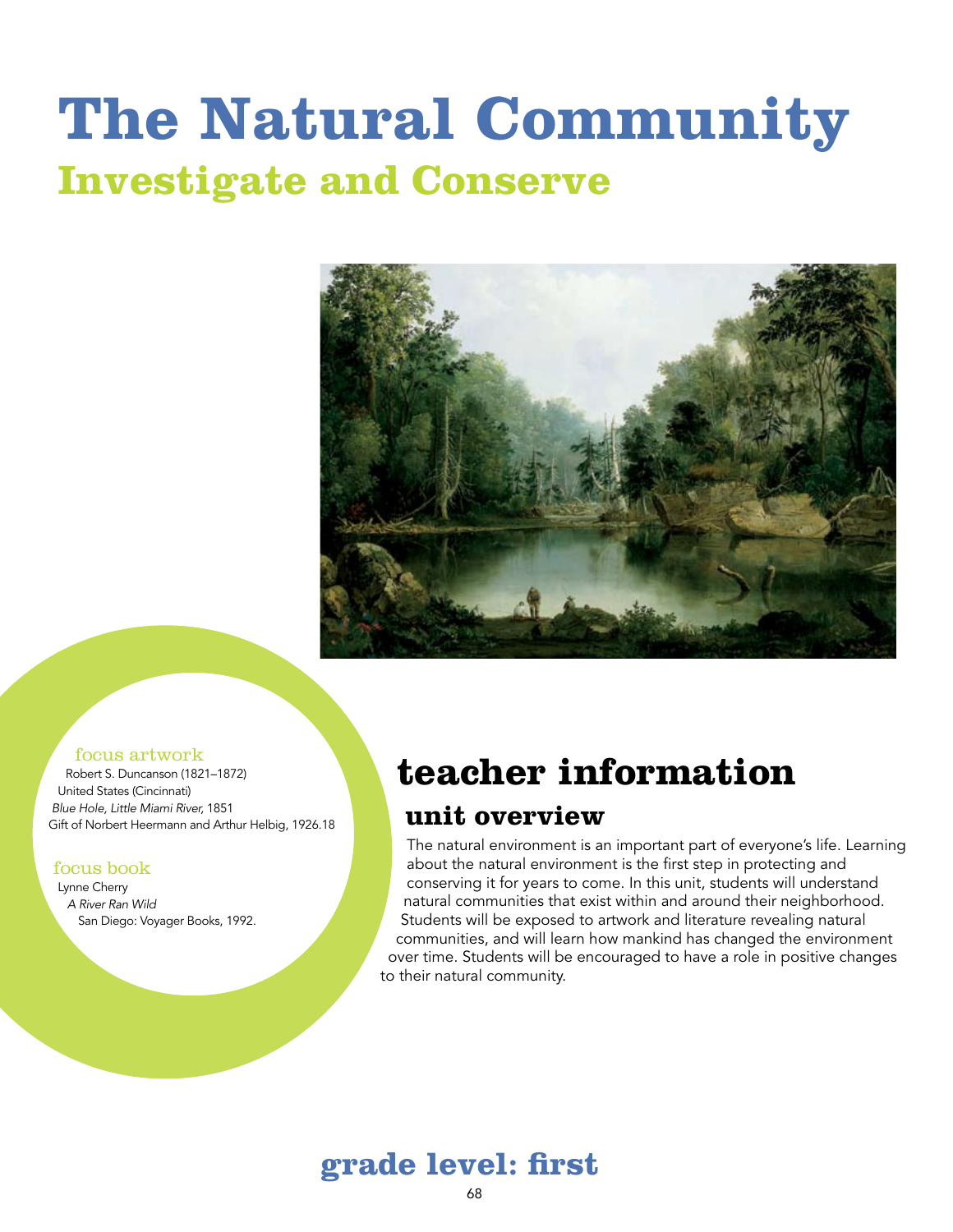# The Natural Community

## Investigate and Conserve

focus artwork

Robert S. Duncanson (1821–1872)
United States (Cincinnati)
*Blue Hole, Little Miami River,* 1851
Gift of Norbert Heermann and Arthur Helbig, 1926.18

focus book

Lynne Cherry
*A River Ran Wild*
San Diego: Voyager Books, 1992.

# teacher information

## unit overview

The natural environment is an important part of everyone's life. Learning about the natural environment is the first step in protecting and conserving it for years to come. In this unit, students will understand natural communities that exist within and around their neighborhood. Students will be exposed to artwork and literature revealing natural communities, and will learn how mankind has changed the environment over time. Students will be encouraged to have a role in positive changes to their natural community.

## grade level: first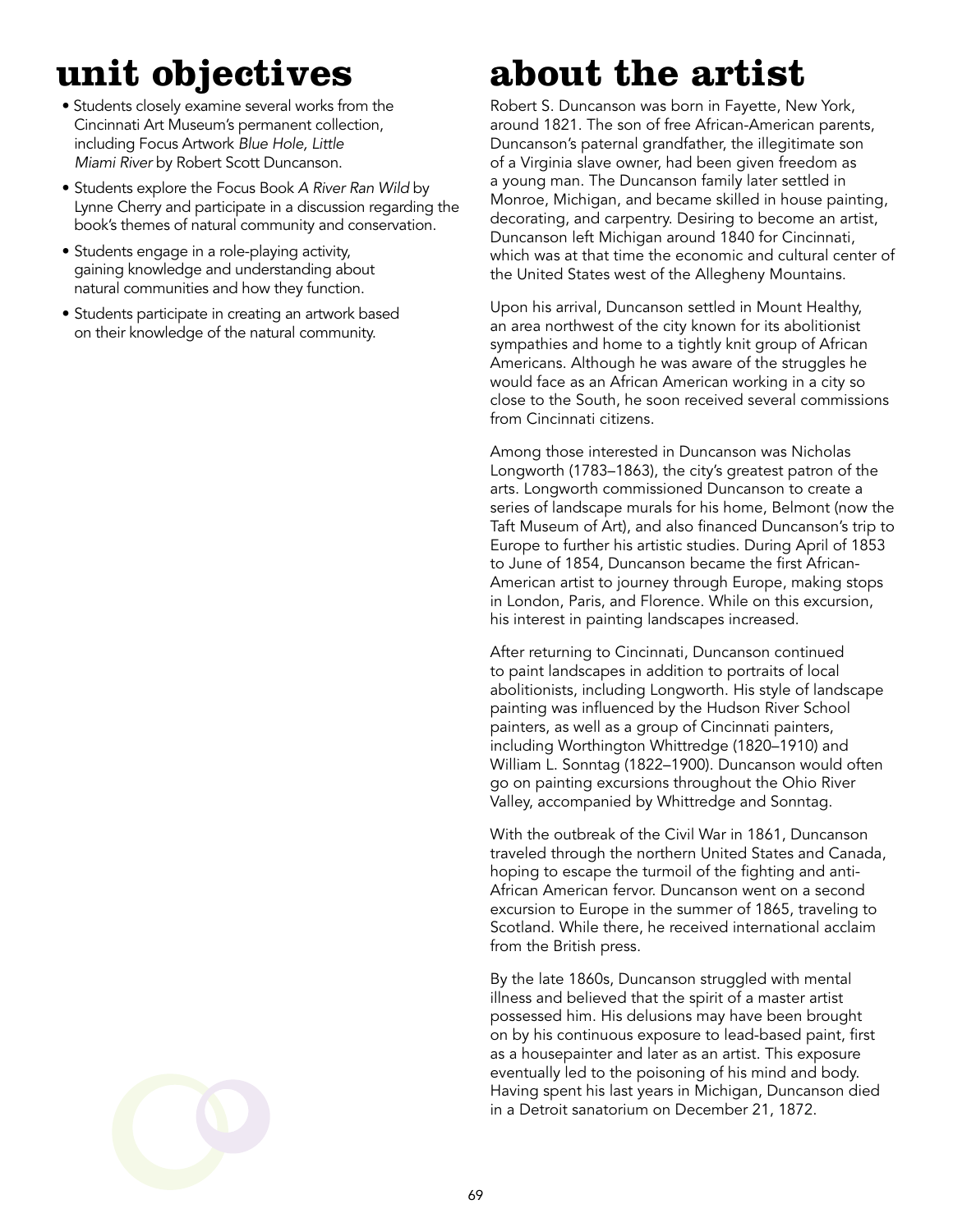# unit objectives

- Students closely examine several works from the Cincinnati Art Museum's permanent collection, including Focus Artwork *Blue Hole, Little Miami River* by Robert Scott Duncanson.
- Students explore the Focus Book *A River Ran Wild* by Lynne Cherry and participate in a discussion regarding the book's themes of natural community and conservation.
- Students engage in a role-playing activity, gaining knowledge and understanding about natural communities and how they function.
- Students participate in creating an artwork based on their knowledge of the natural community.

# about the artist

Robert S. Duncanson was born in Fayette, New York, around 1821. The son of free African-American parents, Duncanson's paternal grandfather, the illegitimate son of a Virginia slave owner, had been given freedom as a young man. The Duncanson family later settled in Monroe, Michigan, and became skilled in house painting, decorating, and carpentry. Desiring to become an artist, Duncanson left Michigan around 1840 for Cincinnati, which was at that time the economic and cultural center of the United States west of the Allegheny Mountains.

Upon his arrival, Duncanson settled in Mount Healthy, an area northwest of the city known for its abolitionist sympathies and home to a tightly knit group of African Americans. Although he was aware of the struggles he would face as an African American working in a city so close to the South, he soon received several commissions from Cincinnati citizens.

Among those interested in Duncanson was Nicholas Longworth (1783–1863), the city's greatest patron of the arts. Longworth commissioned Duncanson to create a series of landscape murals for his home, Belmont (now the Taft Museum of Art), and also financed Duncanson's trip to Europe to further his artistic studies. During April of 1853 to June of 1854, Duncanson became the first African-American artist to journey through Europe, making stops in London, Paris, and Florence. While on this excursion, his interest in painting landscapes increased.

After returning to Cincinnati, Duncanson continued to paint landscapes in addition to portraits of local abolitionists, including Longworth. His style of landscape painting was influenced by the Hudson River School painters, as well as a group of Cincinnati painters, including Worthington Whittredge (1820–1910) and William L. Sonntag (1822–1900). Duncanson would often go on painting excursions throughout the Ohio River Valley, accompanied by Whittredge and Sonntag.

With the outbreak of the Civil War in 1861, Duncanson traveled through the northern United States and Canada, hoping to escape the turmoil of the fighting and anti-African American fervor. Duncanson went on a second excursion to Europe in the summer of 1865, traveling to Scotland. While there, he received international acclaim from the British press.

By the late 1860s, Duncanson struggled with mental illness and believed that the spirit of a master artist possessed him. His delusions may have been brought on by his continuous exposure to lead-based paint, first as a housepainter and later as an artist. This exposure eventually led to the poisoning of his mind and body. Having spent his last years in Michigan, Duncanson died in a Detroit sanatorium on December 21, 1872.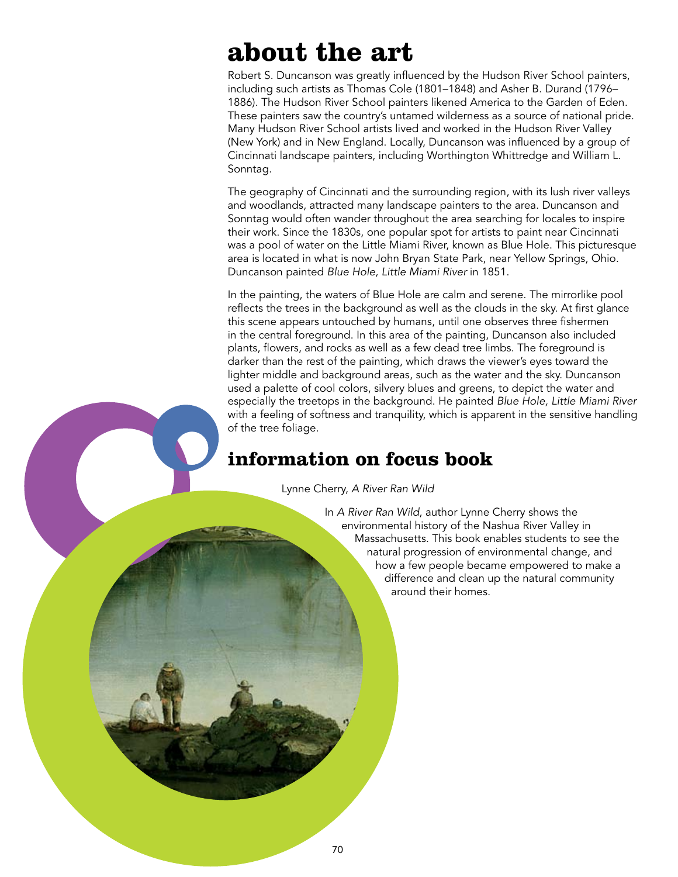# about the art

Robert S. Duncanson was greatly influenced by the Hudson River School painters, including such artists as Thomas Cole (1801–1848) and Asher B. Durand (1796–1886). The Hudson River School painters likened America to the Garden of Eden. These painters saw the country's untamed wilderness as a source of national pride. Many Hudson River School artists lived and worked in the Hudson River Valley (New York) and in New England. Locally, Duncanson was influenced by a group of Cincinnati landscape painters, including Worthington Whittredge and William L. Sonntag.

The geography of Cincinnati and the surrounding region, with its lush river valleys and woodlands, attracted many landscape painters to the area. Duncanson and Sonntag would often wander throughout the area searching for locales to inspire their work. Since the 1830s, one popular spot for artists to paint near Cincinnati was a pool of water on the Little Miami River, known as Blue Hole. This picturesque area is located in what is now John Bryan State Park, near Yellow Springs, Ohio. Duncanson painted *Blue Hole, Little Miami River* in 1851.

In the painting, the waters of Blue Hole are calm and serene. The mirrorlike pool reflects the trees in the background as well as the clouds in the sky. At first glance this scene appears untouched by humans, until one observes three fishermen in the central foreground. In this area of the painting, Duncanson also included plants, flowers, and rocks as well as a few dead tree limbs. The foreground is darker than the rest of the painting, which draws the viewer's eyes toward the lighter middle and background areas, such as the water and the sky. Duncanson used a palette of cool colors, silvery blues and greens, to depict the water and especially the treetops in the background. He painted *Blue Hole, Little Miami River* with a feeling of softness and tranquility, which is apparent in the sensitive handling of the tree foliage.

# information on focus book

Lynne Cherry, *A River Ran Wild*

In *A River Ran Wild*, author Lynne Cherry shows the environmental history of the Nashua River Valley in Massachusetts. This book enables students to see the natural progression of environmental change, and how a few people became empowered to make a difference and clean up the natural community around their homes.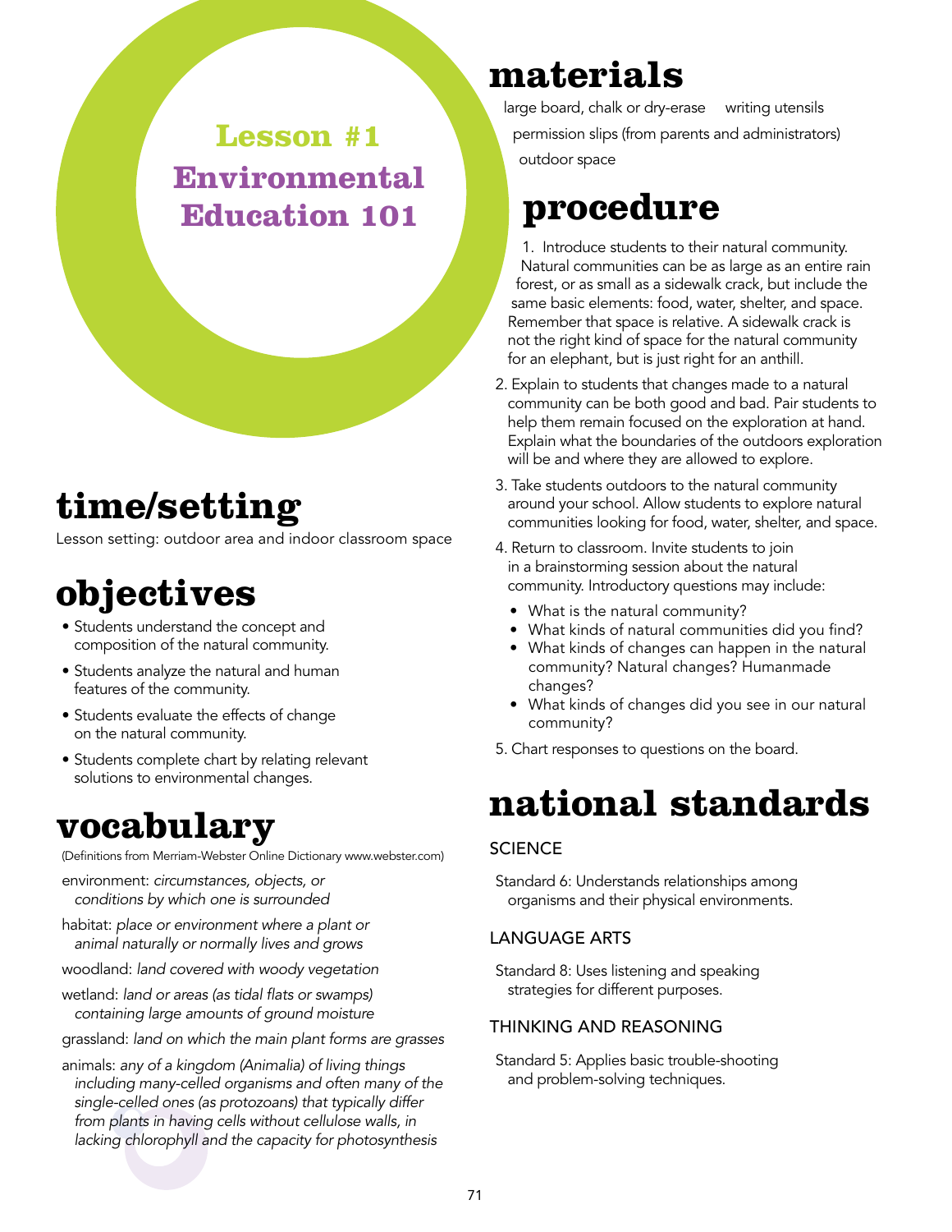# Lesson #1 Environmental Education 101

## time/setting

Lesson setting: outdoor area and indoor classroom space

## objectives

- Students understand the concept and composition of the natural community.
- Students analyze the natural and human features of the community.
- Students evaluate the effects of change on the natural community.
- Students complete chart by relating relevant solutions to environmental changes.

## vocabulary

(Definitions from Merriam-Webster Online Dictionary www.webster.com)

environment: *circumstances, objects, or conditions by which one is surrounded*

habitat: *place or environment where a plant or animal naturally or normally lives and grows*

woodland: *land covered with woody vegetation*

wetland: *land or areas (as tidal flats or swamps) containing large amounts of ground moisture*

grassland: *land on which the main plant forms are grasses*

animals: *any of a kingdom (Animalia) of living things including many-celled organisms and often many of the single-celled ones (as protozoans) that typically differ from plants in having cells without cellulose walls, in lacking chlorophyll and the capacity for photosynthesis*

## materials

large board, chalk or dry-erase

writing utensils

permission slips (from parents and administrators)

outdoor space

## procedure

1. Introduce students to their natural community. Natural communities can be as large as an entire rain forest, or as small as a sidewalk crack, but include the same basic elements: food, water, shelter, and space. Remember that space is relative. A sidewalk crack is not the right kind of space for the natural community for an elephant, but is just right for an anthill.
2. Explain to students that changes made to a natural community can be both good and bad. Pair students to help them remain focused on the exploration at hand. Explain what the boundaries of the outdoors exploration will be and where they are allowed to explore.
3. Take students outdoors to the natural community around your school. Allow students to explore natural communities looking for food, water, shelter, and space.
4. Return to classroom. Invite students to join in a brainstorming session about the natural community. Introductory questions may include:
   - What is the natural community?
   - What kinds of natural communities did you find?
   - What kinds of changes can happen in the natural community? Natural changes? Humanmade changes?
   - What kinds of changes did you see in our natural community?
5. Chart responses to questions on the board.

## national standards

### SCIENCE

Standard 6: Understands relationships among organisms and their physical environments.

### LANGUAGE ARTS

Standard 8: Uses listening and speaking strategies for different purposes.

### THINKING AND REASONING

Standard 5: Applies basic trouble-shooting and problem-solving techniques.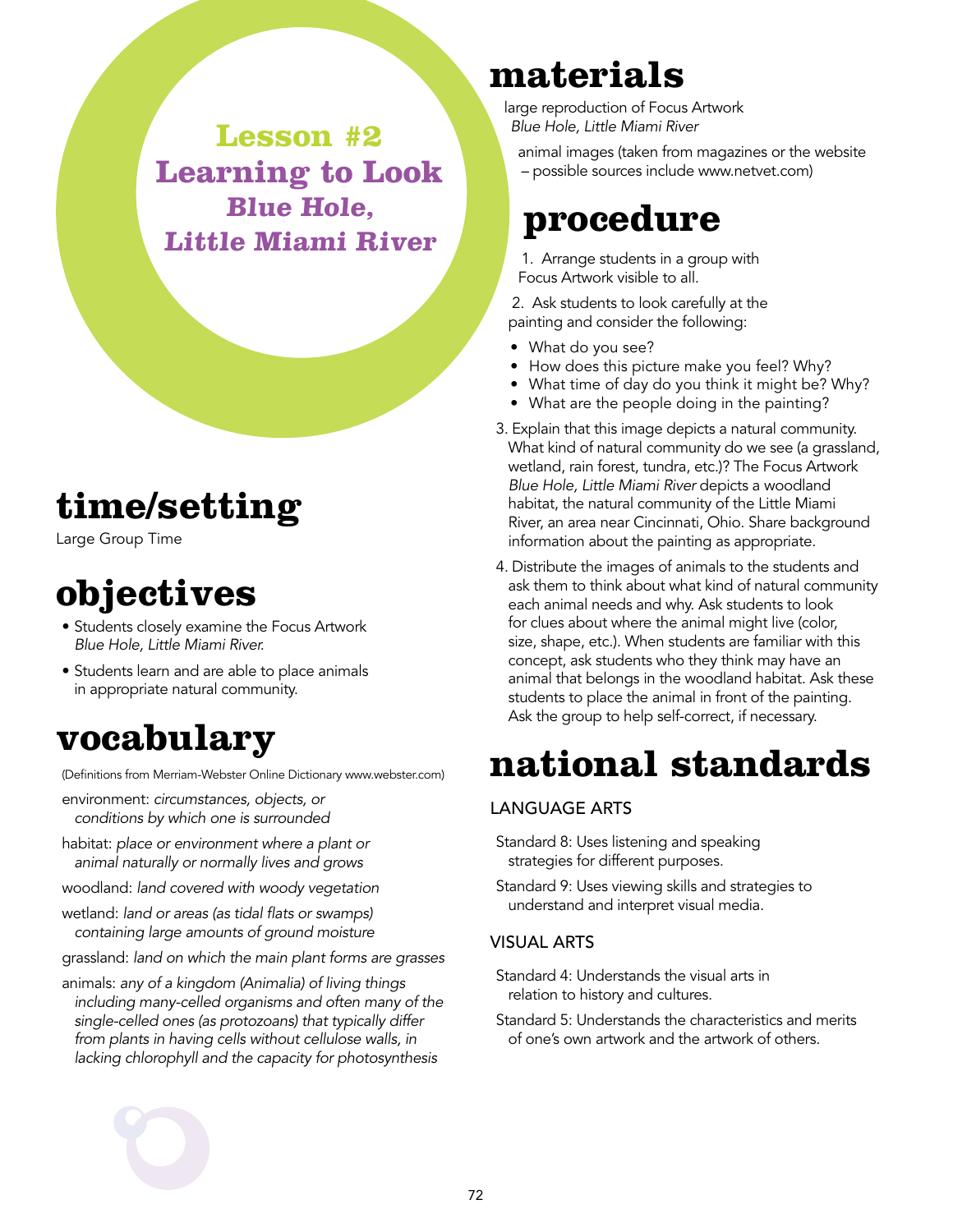# Lesson #2
# Learning to Look
## Blue Hole, Little Miami River

## time/setting

Large Group Time

## objectives

- Students closely examine the Focus Artwork *Blue Hole, Little Miami River.*
- Students learn and are able to place animals in appropriate natural community.

## vocabulary

(Definitions from Merriam-Webster Online Dictionary www.webster.com)

environment: *circumstances, objects, or conditions by which one is surrounded*

habitat: *place or environment where a plant or animal naturally or normally lives and grows*

woodland: *land covered with woody vegetation*

wetland: *land or areas (as tidal flats or swamps) containing large amounts of ground moisture*

grassland: *land on which the main plant forms are grasses*

animals: *any of a kingdom (Animalia) of living things including many-celled organisms and often many of the single-celled ones (as protozoans) that typically differ from plants in having cells without cellulose walls, in lacking chlorophyll and the capacity for photosynthesis*

## materials

large reproduction of Focus Artwork *Blue Hole, Little Miami River*

animal images (taken from magazines or the website – possible sources include www.netvet.com)

## procedure

1. Arrange students in a group with Focus Artwork visible to all.
2. Ask students to look carefully at the painting and consider the following:
   - What do you see?
   - How does this picture make you feel? Why?
   - What time of day do you think it might be? Why?
   - What are the people doing in the painting?
3. Explain that this image depicts a natural community. What kind of natural community do we see (a grassland, wetland, rain forest, tundra, etc.)? The Focus Artwork *Blue Hole, Little Miami River* depicts a woodland habitat, the natural community of the Little Miami River, an area near Cincinnati, Ohio. Share background information about the painting as appropriate.
4. Distribute the images of animals to the students and ask them to think about what kind of natural community each animal needs and why. Ask students to look for clues about where the animal might live (color, size, shape, etc.). When students are familiar with this concept, ask students who they think may have an animal that belongs in the woodland habitat. Ask these students to place the animal in front of the painting. Ask the group to help self-correct, if necessary.

## national standards

### LANGUAGE ARTS

Standard 8: Uses listening and speaking strategies for different purposes.

Standard 9: Uses viewing skills and strategies to understand and interpret visual media.

### VISUAL ARTS

Standard 4: Understands the visual arts in relation to history and cultures.

Standard 5: Understands the characteristics and merits of one's own artwork and the artwork of others.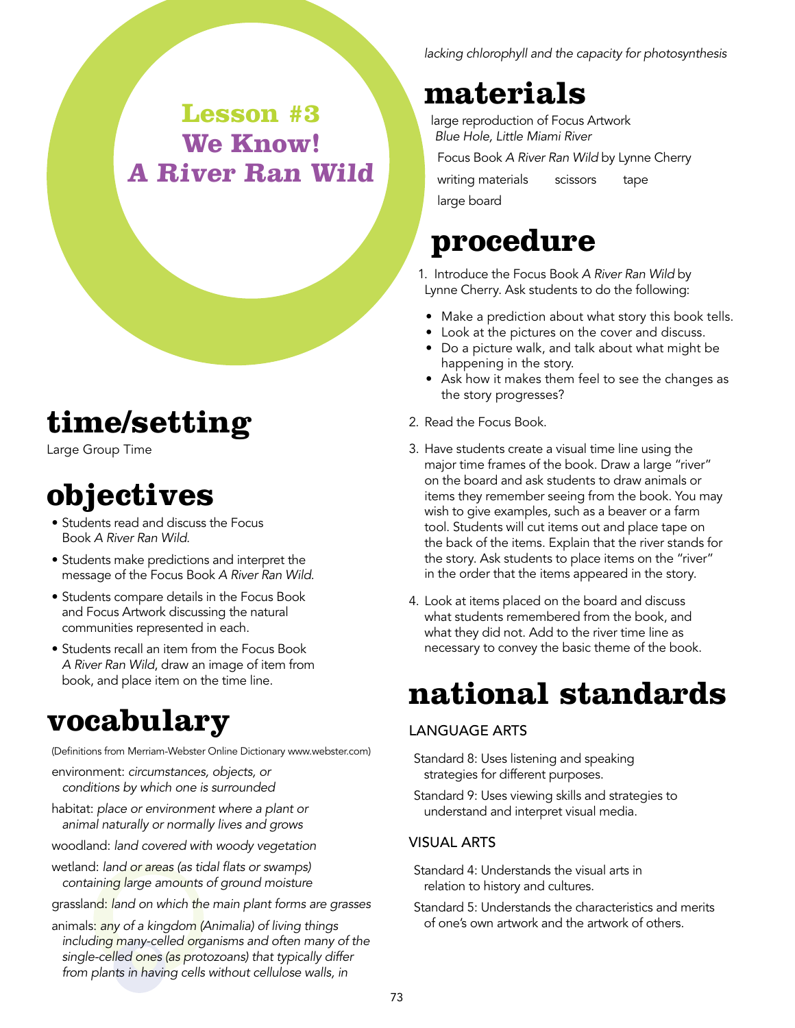# Lesson #3
# We Know!
# A River Ran Wild

## time/setting

Large Group Time

## objectives

- Students read and discuss the Focus Book *A River Ran Wild.*
- Students make predictions and interpret the message of the Focus Book *A River Ran Wild.*
- Students compare details in the Focus Book and Focus Artwork discussing the natural communities represented in each.
- Students recall an item from the Focus Book *A River Ran Wild*, draw an image of item from book, and place item on the time line.

## vocabulary

(Definitions from Merriam-Webster Online Dictionary www.webster.com)

environment: *circumstances, objects, or conditions by which one is surrounded*

habitat: *place or environment where a plant or animal naturally or normally lives and grows*

woodland: *land covered with woody vegetation*

wetland: *land or areas (as tidal flats or swamps) containing large amounts of ground moisture*

grassland: *land on which the main plant forms are grasses*

animals: *any of a kingdom (Animalia) of living things including many-celled organisms and often many of the single-celled ones (as protozoans) that typically differ from plants in having cells without cellulose walls, in lacking chlorophyll and the capacity for photosynthesis*

## materials

large reproduction of Focus Artwork *Blue Hole, Little Miami River*

Focus Book *A River Ran Wild* by Lynne Cherry

writing materials scissors tape

large board

## procedure

1. Introduce the Focus Book *A River Ran Wild* by Lynne Cherry. Ask students to do the following:
   - Make a prediction about what story this book tells.
   - Look at the pictures on the cover and discuss.
   - Do a picture walk, and talk about what might be happening in the story.
   - Ask how it makes them feel to see the changes as the story progresses?
2. Read the Focus Book.
3. Have students create a visual time line using the major time frames of the book. Draw a large "river" on the board and ask students to draw animals or items they remember seeing from the book. You may wish to give examples, such as a beaver or a farm tool. Students will cut items out and place tape on the back of the items. Explain that the river stands for the story. Ask students to place items on the "river" in the order that the items appeared in the story.
4. Look at items placed on the board and discuss what students remembered from the book, and what they did not. Add to the river time line as necessary to convey the basic theme of the book.

## national standards

### LANGUAGE ARTS

Standard 8: Uses listening and speaking strategies for different purposes.

Standard 9: Uses viewing skills and strategies to understand and interpret visual media.

### VISUAL ARTS

Standard 4: Understands the visual arts in relation to history and cultures.

Standard 5: Understands the characteristics and merits of one's own artwork and the artwork of others.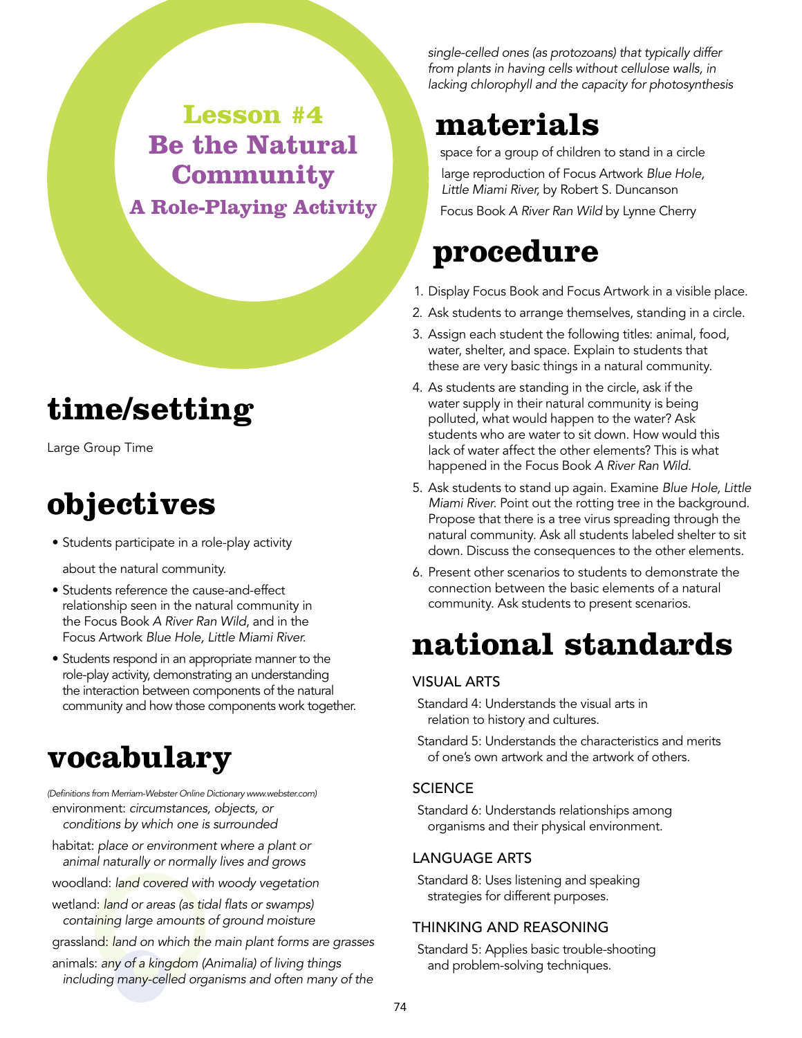# Lesson #4
# Be the Natural Community
## A Role-Playing Activity

## time/setting

Large Group Time

## objectives

- Students participate in a role-play activity about the natural community.
- Students reference the cause-and-effect relationship seen in the natural community in the Focus Book *A River Ran Wild*, and in the Focus Artwork *Blue Hole, Little Miami River.*
- Students respond in an appropriate manner to the role-play activity, demonstrating an understanding the interaction between components of the natural community and how those components work together.

## vocabulary

*(Definitions from Merriam-Webster Online Dictionary www.webster.com)*

environment: *circumstances, objects, or conditions by which one is surrounded*

habitat: *place or environment where a plant or animal naturally or normally lives and grows*

woodland: *land covered with woody vegetation*

wetland: *land or areas (as tidal flats or swamps) containing large amounts of ground moisture*

grassland: *land on which the main plant forms are grasses*

animals: *any of a kingdom (Animalia) of living things including many-celled organisms and often many of the single-celled ones (as protozoans) that typically differ from plants in having cells without cellulose walls, in lacking chlorophyll and the capacity for photosynthesis*

## materials

space for a group of children to stand in a circle

large reproduction of Focus Artwork *Blue Hole, Little Miami River,* by Robert S. Duncanson

Focus Book *A River Ran Wild* by Lynne Cherry

## procedure

1. Display Focus Book and Focus Artwork in a visible place.
2. Ask students to arrange themselves, standing in a circle.
3. Assign each student the following titles: animal, food, water, shelter, and space. Explain to students that these are very basic things in a natural community.
4. As students are standing in the circle, ask if the water supply in their natural community is being polluted, what would happen to the water? Ask students who are water to sit down. How would this lack of water affect the other elements? This is what happened in the Focus Book *A River Ran Wild.*
5. Ask students to stand up again. Examine *Blue Hole, Little Miami River.* Point out the rotting tree in the background. Propose that there is a tree virus spreading through the natural community. Ask all students labeled shelter to sit down. Discuss the consequences to the other elements.
6. Present other scenarios to students to demonstrate the connection between the basic elements of a natural community. Ask students to present scenarios.

## national standards

### VISUAL ARTS

Standard 4: Understands the visual arts in relation to history and cultures.

Standard 5: Understands the characteristics and merits of one's own artwork and the artwork of others.

### SCIENCE

Standard 6: Understands relationships among organisms and their physical environment.

### LANGUAGE ARTS

Standard 8: Uses listening and speaking strategies for different purposes.

### THINKING AND REASONING

Standard 5: Applies basic trouble-shooting and problem-solving techniques.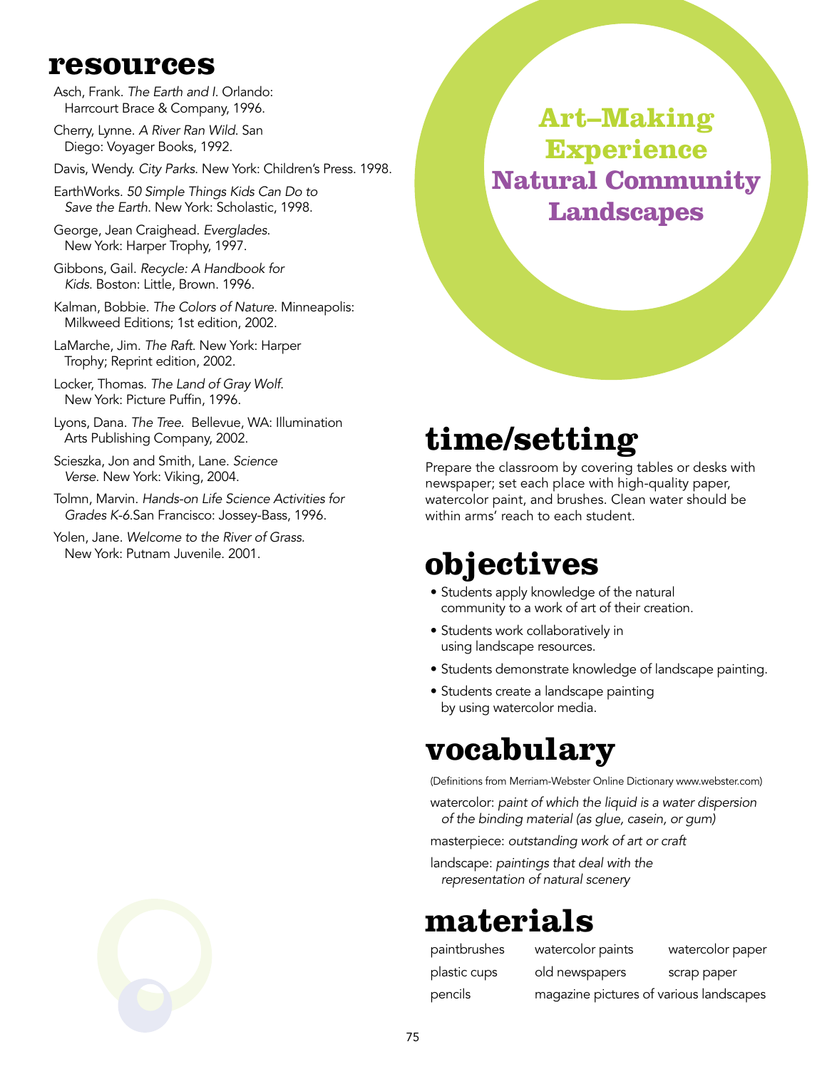## resources

Asch, Frank. *The Earth and I*. Orlando: Harrcourt Brace & Company, 1996.

Cherry, Lynne. *A River Ran Wild*. San Diego: Voyager Books, 1992.

Davis, Wendy. *City Parks*. New York: Children's Press. 1998.

EarthWorks. *50 Simple Things Kids Can Do to Save the Earth*. New York: Scholastic, 1998.

George, Jean Craighead. *Everglades*. New York: Harper Trophy, 1997.

Gibbons, Gail. *Recycle: A Handbook for Kids*. Boston: Little, Brown. 1996.

Kalman, Bobbie. *The Colors of Nature*. Minneapolis: Milkweed Editions; 1st edition, 2002.

LaMarche, Jim. *The Raft*. New York: Harper Trophy; Reprint edition, 2002.

Locker, Thomas. *The Land of Gray Wolf*. New York: Picture Puffin, 1996.

Lyons, Dana. *The Tree*. Bellevue, WA: Illumination Arts Publishing Company, 2002.

Scieszka, Jon and Smith, Lane. *Science Verse*. New York: Viking, 2004.

Tolmn, Marvin. *Hands-on Life Science Activities for Grades K-6*.San Francisco: Jossey-Bass, 1996.

Yolen, Jane. *Welcome to the River of Grass*. New York: Putnam Juvenile. 2001.

# Art–Making Experience Natural Community Landscapes

## time/setting

Prepare the classroom by covering tables or desks with newspaper; set each place with high-quality paper, watercolor paint, and brushes. Clean water should be within arms' reach to each student.

## objectives

- Students apply knowledge of the natural community to a work of art of their creation.
- Students work collaboratively in using landscape resources.
- Students demonstrate knowledge of landscape painting.
- Students create a landscape painting by using watercolor media.

## vocabulary

(Definitions from Merriam-Webster Online Dictionary www.webster.com)

watercolor: *paint of which the liquid is a water dispersion of the binding material (as glue, casein, or gum)*

masterpiece: *outstanding work of art or craft*

landscape: *paintings that deal with the representation of natural scenery*

## materials

- paintbrushes
- watercolor paints
- watercolor paper
- plastic cups
- old newspapers
- scrap paper
- pencils
- magazine pictures of various landscapes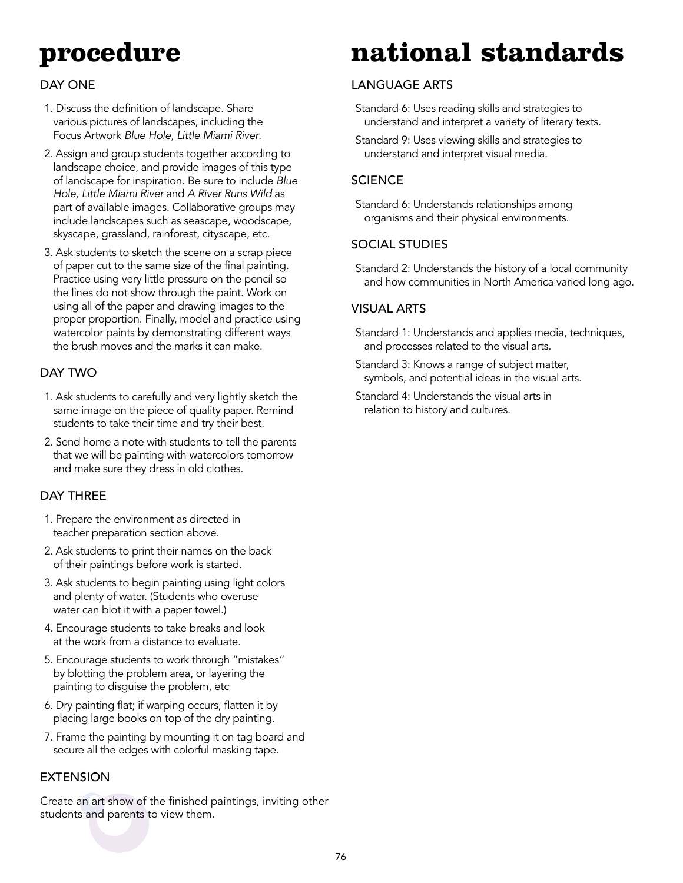# procedure

## DAY ONE

1. Discuss the definition of landscape. Share various pictures of landscapes, including the Focus Artwork *Blue Hole, Little Miami River*.
2. Assign and group students together according to landscape choice, and provide images of this type of landscape for inspiration. Be sure to include *Blue Hole, Little Miami River* and *A River Runs Wild* as part of available images. Collaborative groups may include landscapes such as seascape, woodscape, skyscape, grassland, rainforest, cityscape, etc.
3. Ask students to sketch the scene on a scrap piece of paper cut to the same size of the final painting. Practice using very little pressure on the pencil so the lines do not show through the paint. Work on using all of the paper and drawing images to the proper proportion. Finally, model and practice using watercolor paints by demonstrating different ways the brush moves and the marks it can make.

## DAY TWO

1. Ask students to carefully and very lightly sketch the same image on the piece of quality paper. Remind students to take their time and try their best.
2. Send home a note with students to tell the parents that we will be painting with watercolors tomorrow and make sure they dress in old clothes.

## DAY THREE

1. Prepare the environment as directed in teacher preparation section above.
2. Ask students to print their names on the back of their paintings before work is started.
3. Ask students to begin painting using light colors and plenty of water. (Students who overuse water can blot it with a paper towel.)
4. Encourage students to take breaks and look at the work from a distance to evaluate.
5. Encourage students to work through "mistakes" by blotting the problem area, or layering the painting to disguise the problem, etc
6. Dry painting flat; if warping occurs, flatten it by placing large books on top of the dry painting.
7. Frame the painting by mounting it on tag board and secure all the edges with colorful masking tape.

## EXTENSION

Create an art show of the finished paintings, inviting other students and parents to view them.

# national standards

## LANGUAGE ARTS

Standard 6: Uses reading skills and strategies to understand and interpret a variety of literary texts.

Standard 9: Uses viewing skills and strategies to understand and interpret visual media.

## SCIENCE

Standard 6: Understands relationships among organisms and their physical environments.

## SOCIAL STUDIES

Standard 2: Understands the history of a local community and how communities in North America varied long ago.

## VISUAL ARTS

Standard 1: Understands and applies media, techniques, and processes related to the visual arts.

Standard 3: Knows a range of subject matter, symbols, and potential ideas in the visual arts.

Standard 4: Understands the visual arts in relation to history and cultures.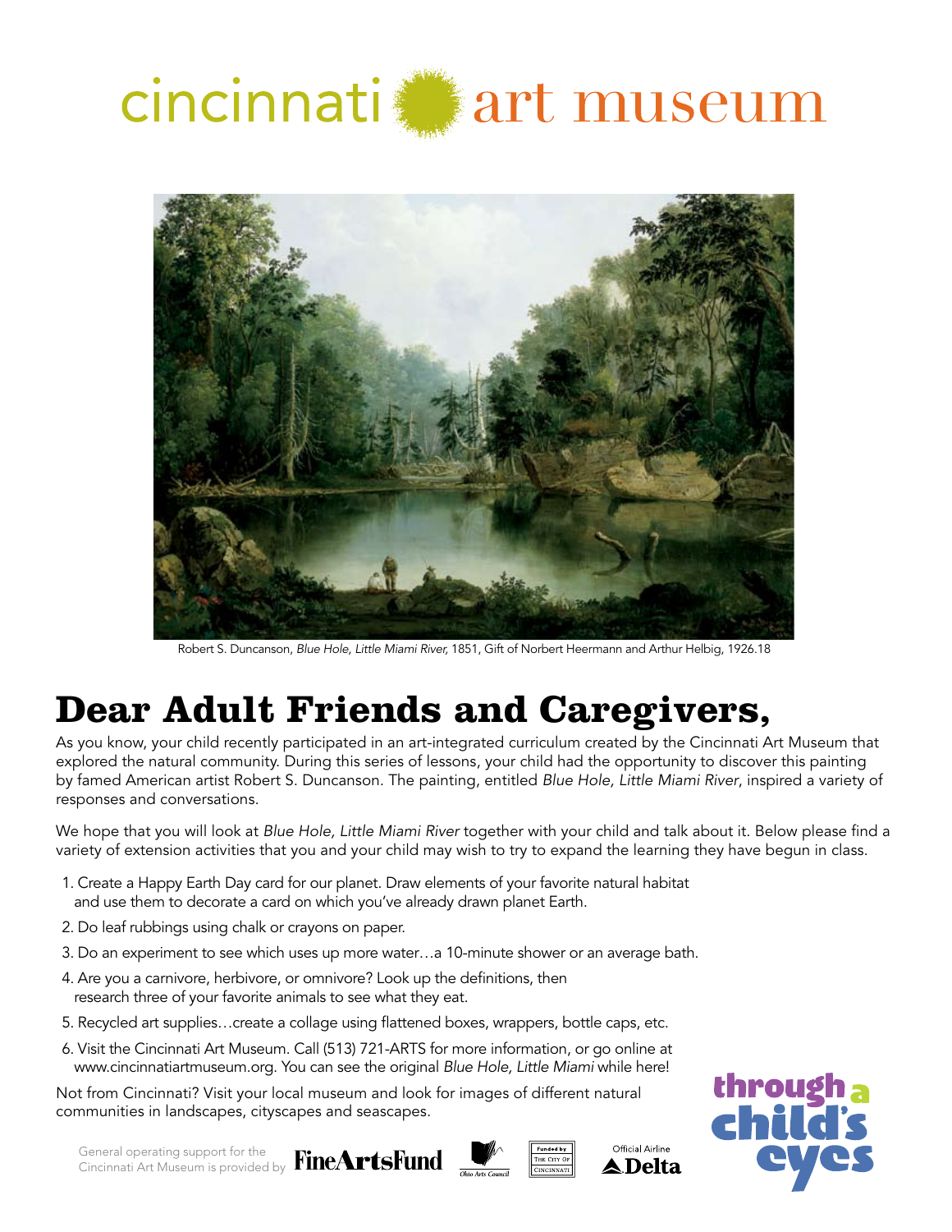cincinnati art museum

Robert S. Duncanson, *Blue Hole, Little Miami River,* 1851, Gift of Norbert Heermann and Arthur Helbig, 1926.18

# Dear Adult Friends and Caregivers,

As you know, your child recently participated in an art-integrated curriculum created by the Cincinnati Art Museum that explored the natural community. During this series of lessons, your child had the opportunity to discover this painting by famed American artist Robert S. Duncanson. The painting, entitled *Blue Hole, Little Miami River*, inspired a variety of responses and conversations.

We hope that you will look at *Blue Hole, Little Miami River* together with your child and talk about it. Below please find a variety of extension activities that you and your child may wish to try to expand the learning they have begun in class.

1. Create a Happy Earth Day card for our planet. Draw elements of your favorite natural habitat and use them to decorate a card on which you've already drawn planet Earth.
2. Do leaf rubbings using chalk or crayons on paper.
3. Do an experiment to see which uses up more water…a 10-minute shower or an average bath.
4. Are you a carnivore, herbivore, or omnivore? Look up the definitions, then research three of your favorite animals to see what they eat.
5. Recycled art supplies…create a collage using flattened boxes, wrappers, bottle caps, etc.
6. Visit the Cincinnati Art Museum. Call (513) 721-ARTS for more information, or go online at www.cincinnatiartmuseum.org. You can see the original *Blue Hole, Little Miami* while here!

Not from Cincinnati? Visit your local museum and look for images of different natural communities in landscapes, cityscapes and seascapes.

General operating support for the Cincinnati Art Museum is provided by FineArtsFund

Ohio Arts Council

Funded by The City of Cincinnati

Official Airline Delta

through a child's eyes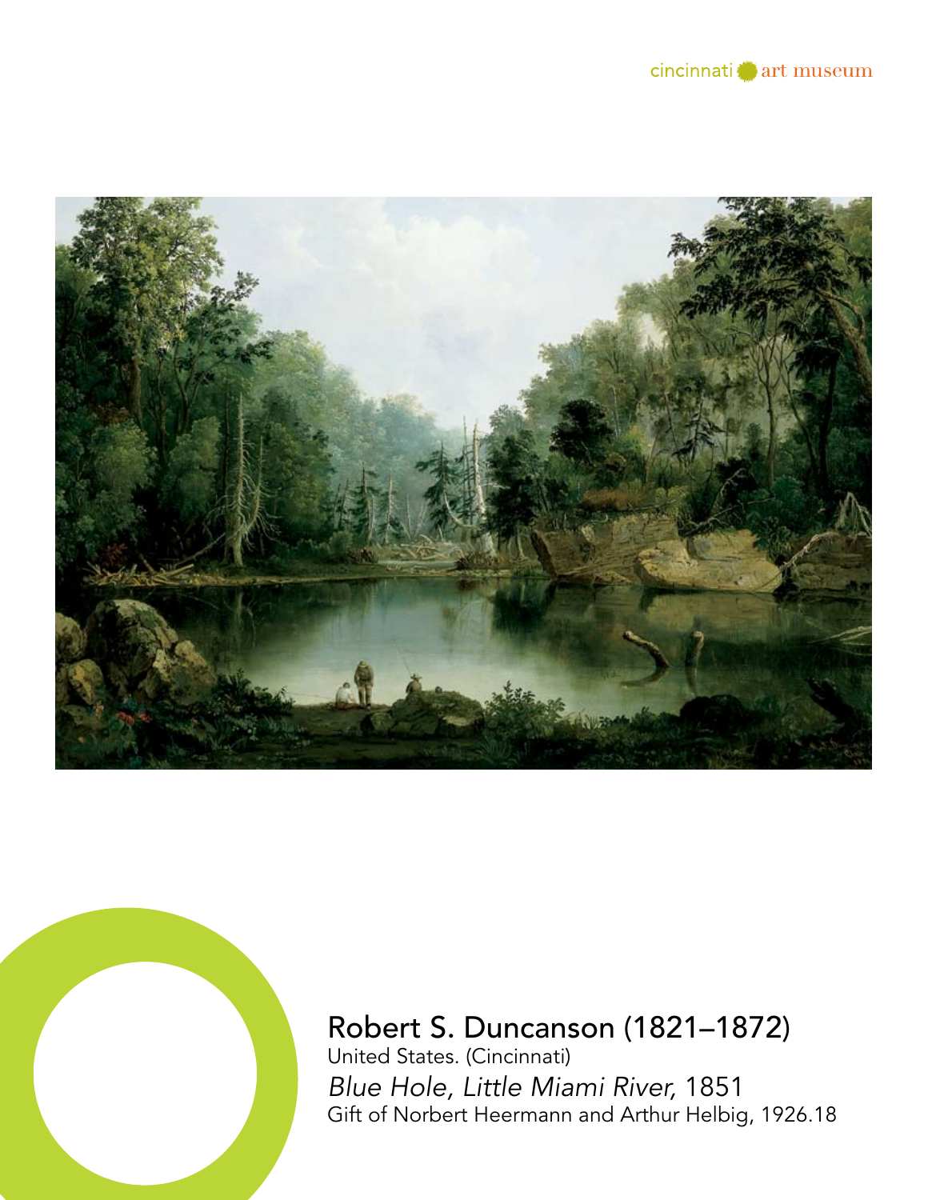cincinnati art museum

Robert S. Duncanson (1821–1872)
United States. (Cincinnati)
*Blue Hole, Little Miami River,* 1851
Gift of Norbert Heermann and Arthur Helbig, 1926.18